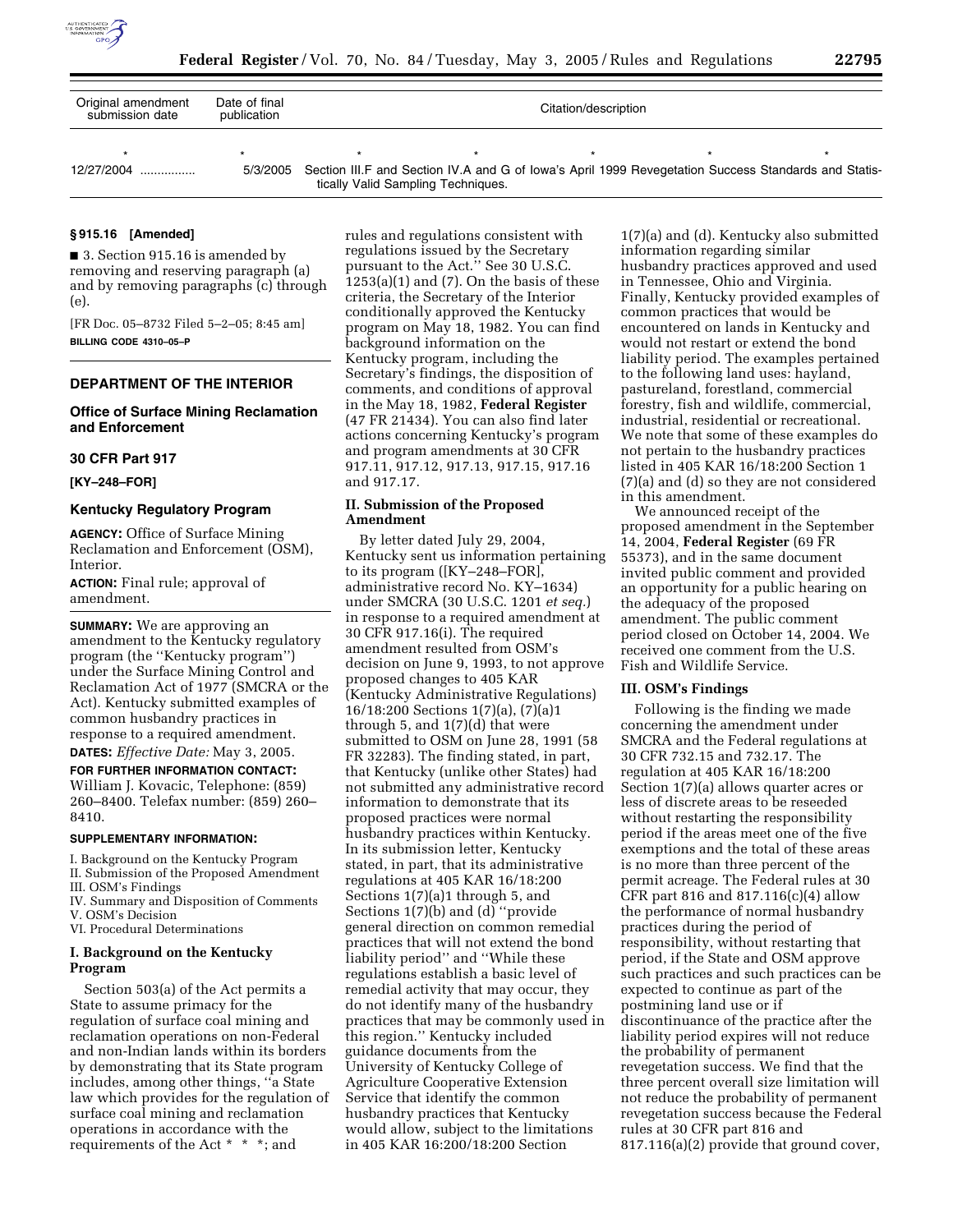| Original amendment submission date | Date of final publication | Citation/description |
| --- | --- | --- |
| * | * | * * * * * |
| 12/27/2004 ................ | 5/3/2005 | Section III.F and Section IV.A and G of Iowa's April 1999 Revegetation Success Standards and Statistically Valid Sampling Techniques. |

**§ 915.16 [Amended]**

■ 3. Section 915.16 is amended by removing and reserving paragraph (a) and by removing paragraphs (c) through (e).

[FR Doc. 05–8732 Filed 5–2–05; 8:45 am]

**BILLING CODE 4310–05–P**

## DEPARTMENT OF THE INTERIOR

### Office of Surface Mining Reclamation and Enforcement

### 30 CFR Part 917

**[KY–248–FOR]**

### Kentucky Regulatory Program

**AGENCY:** Office of Surface Mining Reclamation and Enforcement (OSM), Interior.

**ACTION:** Final rule; approval of amendment.

**SUMMARY:** We are approving an amendment to the Kentucky regulatory program (the ''Kentucky program'') under the Surface Mining Control and Reclamation Act of 1977 (SMCRA or the Act). Kentucky submitted examples of common husbandry practices in response to a required amendment.

**DATES:** *Effective Date:* May 3, 2005.

**FOR FURTHER INFORMATION CONTACT:** William J. Kovacic, Telephone: (859) 260–8400. Telefax number: (859) 260–8410.

**SUPPLEMENTARY INFORMATION:**

I. Background on the Kentucky Program
II. Submission of the Proposed Amendment
III. OSM's Findings
IV. Summary and Disposition of Comments
V. OSM's Decision
VI. Procedural Determinations

### I. Background on the Kentucky Program

Section 503(a) of the Act permits a State to assume primacy for the regulation of surface coal mining and reclamation operations on non-Federal and non-Indian lands within its borders by demonstrating that its State program includes, among other things, ''a State law which provides for the regulation of surface coal mining and reclamation operations in accordance with the requirements of the Act * * *; and rules and regulations consistent with regulations issued by the Secretary pursuant to the Act.'' See 30 U.S.C. 1253(a)(1) and (7). On the basis of these criteria, the Secretary of the Interior conditionally approved the Kentucky program on May 18, 1982. You can find background information on the Kentucky program, including the Secretary's findings, the disposition of comments, and conditions of approval in the May 18, 1982, **Federal Register** (47 FR 21434). You can also find later actions concerning Kentucky's program and program amendments at 30 CFR 917.11, 917.12, 917.13, 917.15, 917.16 and 917.17.

### II. Submission of the Proposed Amendment

By letter dated July 29, 2004, Kentucky sent us information pertaining to its program ([KY–248–FOR], administrative record No. KY–1634) under SMCRA (30 U.S.C. 1201 *et seq.*) in response to a required amendment at 30 CFR 917.16(i). The required amendment resulted from OSM's decision on June 9, 1993, to not approve proposed changes to 405 KAR (Kentucky Administrative Regulations) 16/18:200 Sections 1(7)(a), (7)(a)1 through 5, and 1(7)(d) that were submitted to OSM on June 28, 1991 (58 FR 32283). The finding stated, in part, that Kentucky (unlike other States) had not submitted any administrative record information to demonstrate that its proposed practices were normal husbandry practices within Kentucky. In its submission letter, Kentucky stated, in part, that its administrative regulations at 405 KAR 16/18:200 Sections 1(7)(a)1 through 5, and Sections 1(7)(b) and (d) ''provide general direction on common remedial practices that will not extend the bond liability period'' and ''While these regulations establish a basic level of remedial activity that may occur, they do not identify many of the husbandry practices that may be commonly used in this region.'' Kentucky included guidance documents from the University of Kentucky College of Agriculture Cooperative Extension Service that identify the common husbandry practices that Kentucky would allow, subject to the limitations in 405 KAR 16:200/18:200 Section 1(7)(a) and (d). Kentucky also submitted information regarding similar husbandry practices approved and used in Tennessee, Ohio and Virginia. Finally, Kentucky provided examples of common practices that would be encountered on lands in Kentucky and would not restart or extend the bond liability period. The examples pertained to the following land uses: hayland, pastureland, forestland, commercial forestry, fish and wildlife, commercial, industrial, residential or recreational. We note that some of these examples do not pertain to the husbandry practices listed in 405 KAR 16/18:200 Section 1 (7)(a) and (d) so they are not considered in this amendment.

We announced receipt of the proposed amendment in the September 14, 2004, **Federal Register** (69 FR 55373), and in the same document invited public comment and provided an opportunity for a public hearing on the adequacy of the proposed amendment. The public comment period closed on October 14, 2004. We received one comment from the U.S. Fish and Wildlife Service.

### III. OSM's Findings

Following is the finding we made concerning the amendment under SMCRA and the Federal regulations at 30 CFR 732.15 and 732.17. The regulation at 405 KAR 16/18:200 Section 1(7)(a) allows quarter acres or less of discrete areas to be reseeded without restarting the responsibility period if the areas meet one of the five exemptions and the total of these areas is no more than three percent of the permit acreage. The Federal rules at 30 CFR part 816 and 817.116(c)(4) allow the performance of normal husbandry practices during the period of responsibility, without restarting that period, if the State and OSM approve such practices and such practices can be expected to continue as part of the postmining land use or if discontinuance of the practice after the liability period expires will not reduce the probability of permanent revegetation success. We find that the three percent overall size limitation will not reduce the probability of permanent revegetation success because the Federal rules at 30 CFR part 816 and 817.116(a)(2) provide that ground cover,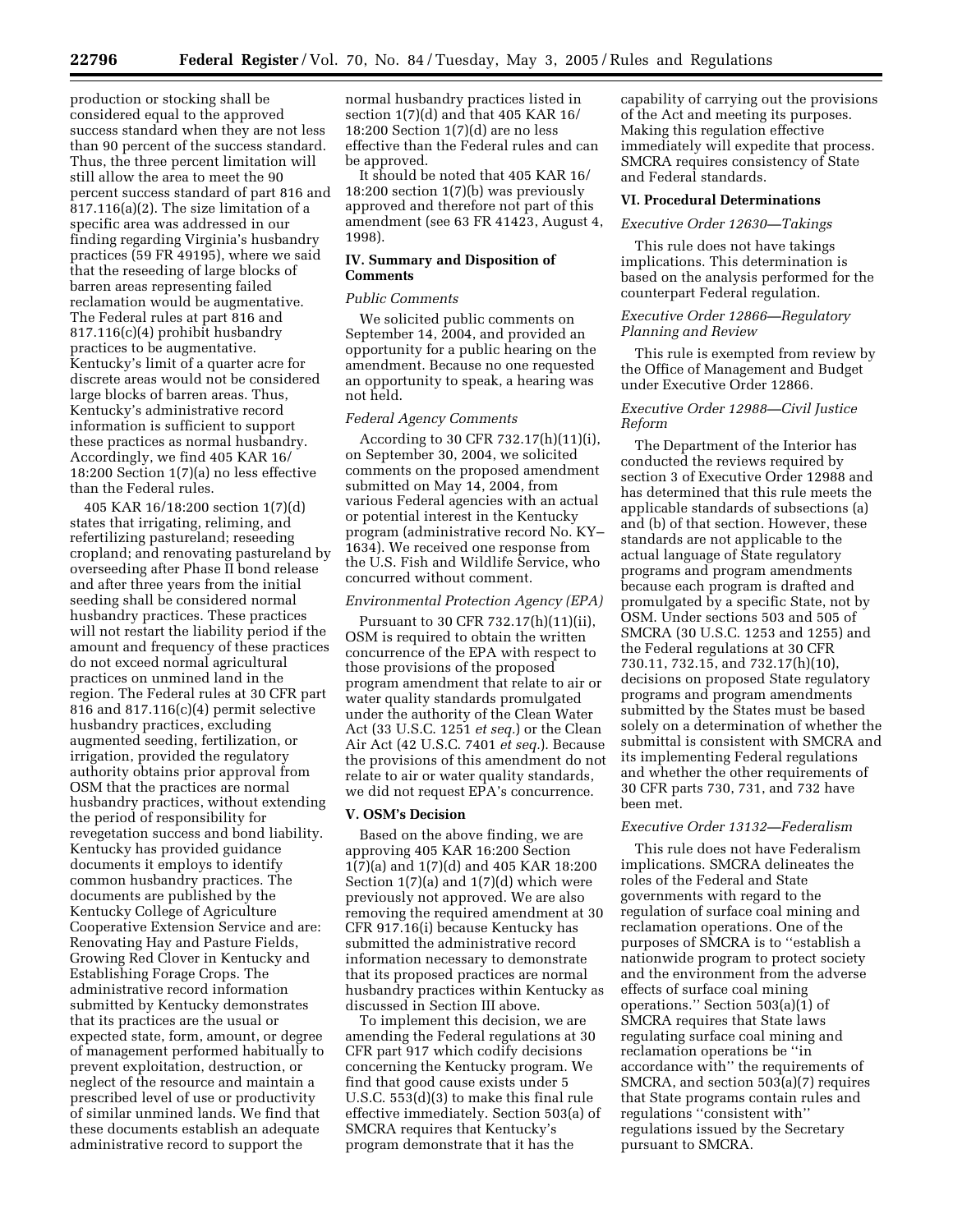production or stocking shall be considered equal to the approved success standard when they are not less than 90 percent of the success standard. Thus, the three percent limitation will still allow the area to meet the 90 percent success standard of part 816 and 817.116(a)(2). The size limitation of a specific area was addressed in our finding regarding Virginia's husbandry practices (59 FR 49195), where we said that the reseeding of large blocks of barren areas representing failed reclamation would be augmentative. The Federal rules at part 816 and 817.116(c)(4) prohibit husbandry practices to be augmentative. Kentucky's limit of a quarter acre for discrete areas would not be considered large blocks of barren areas. Thus, Kentucky's administrative record information is sufficient to support these practices as normal husbandry. Accordingly, we find 405 KAR 16/18:200 Section 1(7)(a) no less effective than the Federal rules.

405 KAR 16/18:200 section 1(7)(d) states that irrigating, reliming, and refertilizing pastureland; reseeding cropland; and renovating pastureland by overseeding after Phase II bond release and after three years from the initial seeding shall be considered normal husbandry practices. These practices will not restart the liability period if the amount and frequency of these practices do not exceed normal agricultural practices on unmined land in the region. The Federal rules at 30 CFR part 816 and 817.116(c)(4) permit selective husbandry practices, excluding augmented seeding, fertilization, or irrigation, provided the regulatory authority obtains prior approval from OSM that the practices are normal husbandry practices, without extending the period of responsibility for revegetation success and bond liability. Kentucky has provided guidance documents it employs to identify common husbandry practices. The documents are published by the Kentucky College of Agriculture Cooperative Extension Service and are: Renovating Hay and Pasture Fields, Growing Red Clover in Kentucky and Establishing Forage Crops. The administrative record information submitted by Kentucky demonstrates that its practices are the usual or expected state, form, amount, or degree of management performed habitually to prevent exploitation, destruction, or neglect of the resource and maintain a prescribed level of use or productivity of similar unmined lands. We find that these documents establish an adequate administrative record to support the normal husbandry practices listed in section 1(7)(d) and that 405 KAR 16/18:200 Section 1(7)(d) are no less effective than the Federal rules and can be approved.

It should be noted that 405 KAR 16/18:200 section 1(7)(b) was previously approved and therefore not part of this amendment (see 63 FR 41423, August 4, 1998).

## IV. Summary and Disposition of Comments

*Public Comments*

We solicited public comments on September 14, 2004, and provided an opportunity for a public hearing on the amendment. Because no one requested an opportunity to speak, a hearing was not held.

*Federal Agency Comments*

According to 30 CFR 732.17(h)(11)(i), on September 30, 2004, we solicited comments on the proposed amendment submitted on May 14, 2004, from various Federal agencies with an actual or potential interest in the Kentucky program (administrative record No. KY–1634). We received one response from the U.S. Fish and Wildlife Service, who concurred without comment.

*Environmental Protection Agency (EPA)*

Pursuant to 30 CFR 732.17(h)(11)(ii), OSM is required to obtain the written concurrence of the EPA with respect to those provisions of the proposed program amendment that relate to air or water quality standards promulgated under the authority of the Clean Water Act (33 U.S.C. 1251 *et seq.*) or the Clean Air Act (42 U.S.C. 7401 *et seq.*). Because the provisions of this amendment do not relate to air or water quality standards, we did not request EPA's concurrence.

## V. OSM's Decision

Based on the above finding, we are approving 405 KAR 16:200 Section 1(7)(a) and 1(7)(d) and 405 KAR 18:200 Section 1(7)(a) and 1(7)(d) which were previously not approved. We are also removing the required amendment at 30 CFR 917.16(i) because Kentucky has submitted the administrative record information necessary to demonstrate that its proposed practices are normal husbandry practices within Kentucky as discussed in Section III above.

To implement this decision, we are amending the Federal regulations at 30 CFR part 917 which codify decisions concerning the Kentucky program. We find that good cause exists under 5 U.S.C. 553(d)(3) to make this final rule effective immediately. Section 503(a) of SMCRA requires that Kentucky's program demonstrate that it has the capability of carrying out the provisions of the Act and meeting its purposes. Making this regulation effective immediately will expedite that process. SMCRA requires consistency of State and Federal standards.

## VI. Procedural Determinations

*Executive Order 12630—Takings*

This rule does not have takings implications. This determination is based on the analysis performed for the counterpart Federal regulation.

*Executive Order 12866—Regulatory Planning and Review*

This rule is exempted from review by the Office of Management and Budget under Executive Order 12866.

*Executive Order 12988—Civil Justice Reform*

The Department of the Interior has conducted the reviews required by section 3 of Executive Order 12988 and has determined that this rule meets the applicable standards of subsections (a) and (b) of that section. However, these standards are not applicable to the actual language of State regulatory programs and program amendments because each program is drafted and promulgated by a specific State, not by OSM. Under sections 503 and 505 of SMCRA (30 U.S.C. 1253 and 1255) and the Federal regulations at 30 CFR 730.11, 732.15, and 732.17(h)(10), decisions on proposed State regulatory programs and program amendments submitted by the States must be based solely on a determination of whether the submittal is consistent with SMCRA and its implementing Federal regulations and whether the other requirements of 30 CFR parts 730, 731, and 732 have been met.

*Executive Order 13132—Federalism*

This rule does not have Federalism implications. SMCRA delineates the roles of the Federal and State governments with regard to the regulation of surface coal mining and reclamation operations. One of the purposes of SMCRA is to ''establish a nationwide program to protect society and the environment from the adverse effects of surface coal mining operations.'' Section 503(a)(1) of SMCRA requires that State laws regulating surface coal mining and reclamation operations be ''in accordance with'' the requirements of SMCRA, and section 503(a)(7) requires that State programs contain rules and regulations ''consistent with'' regulations issued by the Secretary pursuant to SMCRA.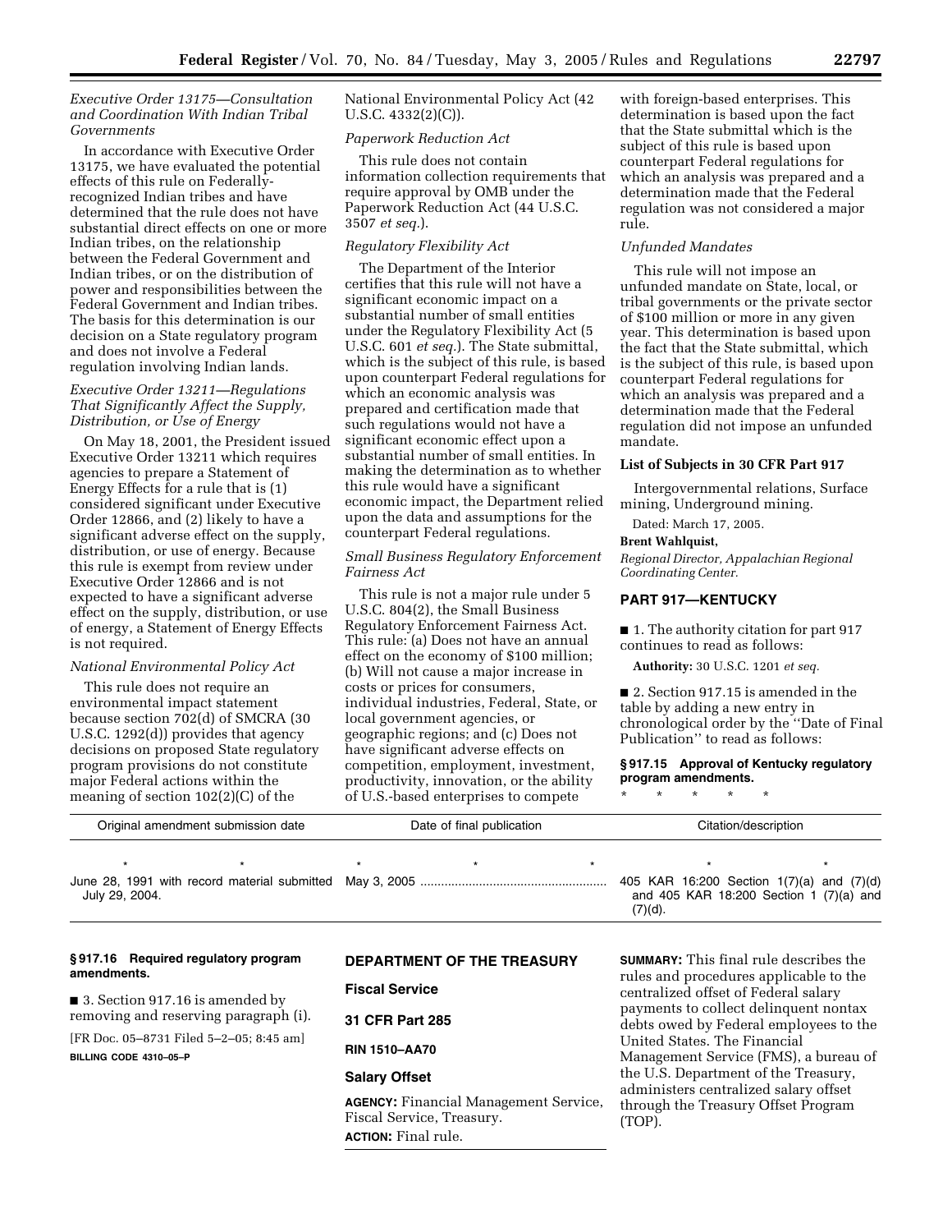*Executive Order 13175—Consultation and Coordination With Indian Tribal Governments*

In accordance with Executive Order 13175, we have evaluated the potential effects of this rule on Federally-recognized Indian tribes and have determined that the rule does not have substantial direct effects on one or more Indian tribes, on the relationship between the Federal Government and Indian tribes, or on the distribution of power and responsibilities between the Federal Government and Indian tribes. The basis for this determination is our decision on a State regulatory program and does not involve a Federal regulation involving Indian lands.

*Executive Order 13211—Regulations That Significantly Affect the Supply, Distribution, or Use of Energy*

On May 18, 2001, the President issued Executive Order 13211 which requires agencies to prepare a Statement of Energy Effects for a rule that is (1) considered significant under Executive Order 12866, and (2) likely to have a significant adverse effect on the supply, distribution, or use of energy. Because this rule is exempt from review under Executive Order 12866 and is not expected to have a significant adverse effect on the supply, distribution, or use of energy, a Statement of Energy Effects is not required.

*National Environmental Policy Act*

This rule does not require an environmental impact statement because section 702(d) of SMCRA (30 U.S.C. 1292(d)) provides that agency decisions on proposed State regulatory program provisions do not constitute major Federal actions within the meaning of section 102(2)(C) of the National Environmental Policy Act (42 U.S.C. 4332(2)(C)).

*Paperwork Reduction Act*

This rule does not contain information collection requirements that require approval by OMB under the Paperwork Reduction Act (44 U.S.C. 3507 *et seq.*).

*Regulatory Flexibility Act*

The Department of the Interior certifies that this rule will not have a significant economic impact on a substantial number of small entities under the Regulatory Flexibility Act (5 U.S.C. 601 *et seq.*). The State submittal, which is the subject of this rule, is based upon counterpart Federal regulations for which an economic analysis was prepared and certification made that such regulations would not have a significant economic effect upon a substantial number of small entities. In making the determination as to whether this rule would have a significant economic impact, the Department relied upon the data and assumptions for the counterpart Federal regulations.

*Small Business Regulatory Enforcement Fairness Act*

This rule is not a major rule under 5 U.S.C. 804(2), the Small Business Regulatory Enforcement Fairness Act. This rule: (a) Does not have an annual effect on the economy of $100 million; (b) Will not cause a major increase in costs or prices for consumers, individual industries, Federal, State, or local government agencies, or geographic regions; and (c) Does not have significant adverse effects on competition, employment, investment, productivity, innovation, or the ability of U.S.-based enterprises to compete with foreign-based enterprises. This determination is based upon the fact that the State submittal which is the subject of this rule is based upon counterpart Federal regulations for which an analysis was prepared and a determination made that the Federal regulation was not considered a major rule.

*Unfunded Mandates*

This rule will not impose an unfunded mandate on State, local, or tribal governments or the private sector of $100 million or more in any given year. This determination is based upon the fact that the State submittal, which is the subject of this rule, is based upon counterpart Federal regulations for which an analysis was prepared and a determination made that the Federal regulation did not impose an unfunded mandate.

**List of Subjects in 30 CFR Part 917**

Intergovernmental relations, Surface mining, Underground mining.

Dated: March 17, 2005.

**Brent Wahlquist,**

*Regional Director, Appalachian Regional Coordinating Center.*

## PART 917—KENTUCKY

■ 1. The authority citation for part 917 continues to read as follows:

**Authority:** 30 U.S.C. 1201 *et seq.*

■ 2. Section 917.15 is amended in the table by adding a new entry in chronological order by the ''Date of Final Publication'' to read as follows:

### § 917.15 Approval of Kentucky regulatory program amendments.

\* \* \* \* \*

| Original amendment submission date | Date of final publication | Citation/description |
|---|---|---|
| \* \* | \* \* \* | \* \* |
| June 28, 1991 with record material submitted July 29, 2004. | May 3, 2005 | 405 KAR 16:200 Section 1(7)(a) and (7)(d) and 405 KAR 18:200 Section 1 (7)(a) and (7)(d). |

### § 917.16 Required regulatory program amendments.

■ 3. Section 917.16 is amended by removing and reserving paragraph (i).

[FR Doc. 05–8731 Filed 5–2–05; 8:45 am]

**BILLING CODE 4310–05–P**

## DEPARTMENT OF THE TREASURY

**Fiscal Service**

**31 CFR Part 285**

**RIN 1510–AA70**

## Salary Offset

**AGENCY:** Financial Management Service, Fiscal Service, Treasury.

**ACTION:** Final rule.

**SUMMARY:** This final rule describes the rules and procedures applicable to the centralized offset of Federal salary payments to collect delinquent nontax debts owed by Federal employees to the United States. The Financial Management Service (FMS), a bureau of the U.S. Department of the Treasury, administers centralized salary offset through the Treasury Offset Program (TOP).